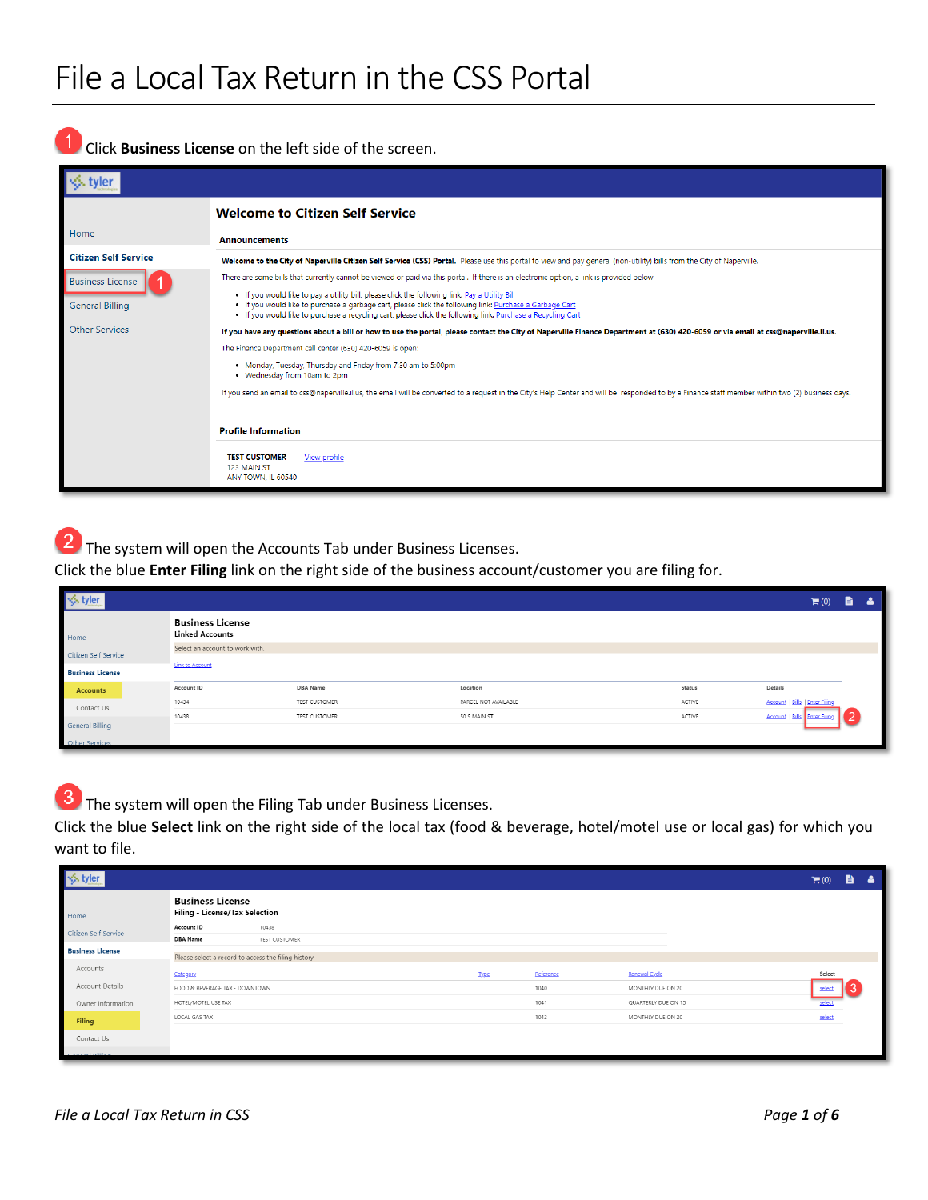# File a Local Tax Return in the CSS Portal

1 Click **Business License** on the left side of the screen.

2 The system will open the Accounts Tab under Business Licenses.
Click the blue **Enter Filing** link on the right side of the business account/customer you are filing for.

3 The system will open the Filing Tab under Business Licenses.
Click the blue **Select** link on the right side of the local tax (food & beverage, hotel/motel use or local gas) for which you want to file.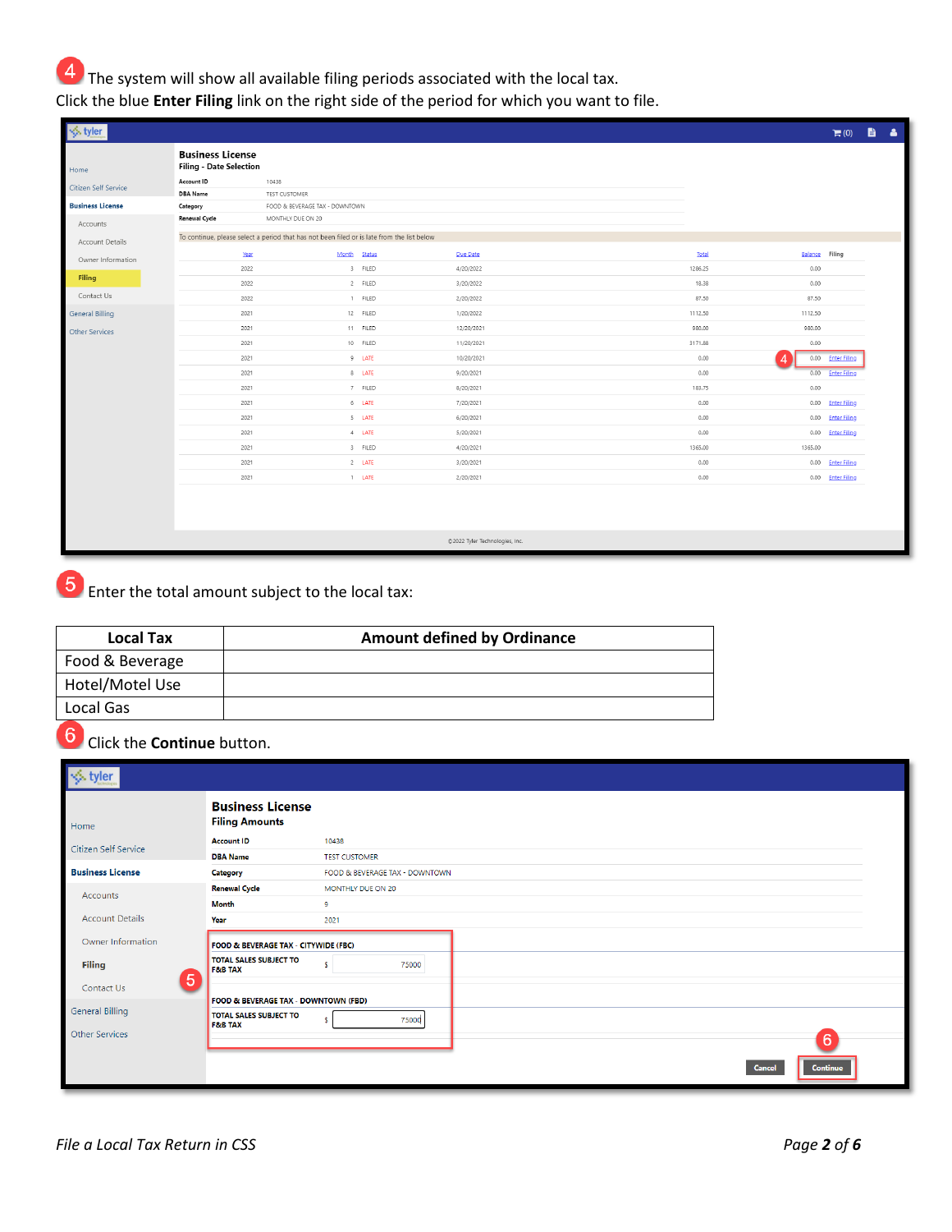4 The system will show all available filing periods associated with the local tax.
Click the blue **Enter Filing** link on the right side of the period for which you want to file.

**Business License**
**Filing - Date Selection**

| | |
|---|---|
| **Account ID** | 10438 |
| **DBA Name** | TEST CUSTOMER |
| **Category** | FOOD & BEVERAGE TAX - DOWNTOWN |
| **Renewal Cycle** | MONTHLY DUE ON 20 |

To continue, please select a period that has not been filed or is late from the list below

| Year | Month | Status | Due Date | Total | Balance | Filing |
|---|---|---|---|---|---|---|
| 2022 | 3 | FILED | 4/20/2022 | 1286.25 | 0.00 | |
| 2022 | 2 | FILED | 3/20/2022 | 18.38 | 0.00 | |
| 2022 | 1 | FILED | 2/20/2022 | 87.50 | 87.50 | |
| 2021 | 12 | FILED | 1/20/2022 | 1112.50 | 1112.50 | |
| 2021 | 11 | FILED | 12/20/2021 | 980.00 | 980.00 | |
| 2021 | 10 | FILED | 11/20/2021 | 3171.88 | 0.00 | |
| 2021 | 9 | LATE | 10/20/2021 | 0.00 | 0.00 | Enter Filing |
| 2021 | 8 | LATE | 9/20/2021 | 0.00 | 0.00 | Enter Filing |
| 2021 | 7 | FILED | 8/20/2021 | 183.75 | 0.00 | |
| 2021 | 6 | LATE | 7/20/2021 | 0.00 | 0.00 | Enter Filing |
| 2021 | 5 | LATE | 6/20/2021 | 0.00 | 0.00 | Enter Filing |
| 2021 | 4 | LATE | 5/20/2021 | 0.00 | 0.00 | Enter Filing |
| 2021 | 3 | FILED | 4/20/2021 | 1365.00 | 1365.00 | |
| 2021 | 2 | LATE | 3/20/2021 | 0.00 | 0.00 | Enter Filing |
| 2021 | 1 | LATE | 2/20/2021 | 0.00 | 0.00 | Enter Filing |

©2022 Tyler Technologies, Inc.

5 Enter the total amount subject to the local tax:

| Local Tax | Amount defined by Ordinance |
|---|---|
| Food & Beverage | |
| Hotel/Motel Use | |
| Local Gas | |

6 Click the **Continue** button.

**Business License**
**Filing Amounts**

| | |
|---|---|
| **Account ID** | 10438 |
| **DBA Name** | TEST CUSTOMER |
| **Category** | FOOD & BEVERAGE TAX - DOWNTOWN |
| **Renewal Cycle** | MONTHLY DUE ON 20 |
| **Month** | 9 |
| **Year** | 2021 |

**FOOD & BEVERAGE TAX - CITYWIDE (FBC)**
TOTAL SALES SUBJECT TO F&B TAX $ 75000

**FOOD & BEVERAGE TAX - DOWNTOWN (FBD)**
TOTAL SALES SUBJECT TO F&B TAX $ 75000

Cancel | Continue

*File a Local Tax Return in CSS*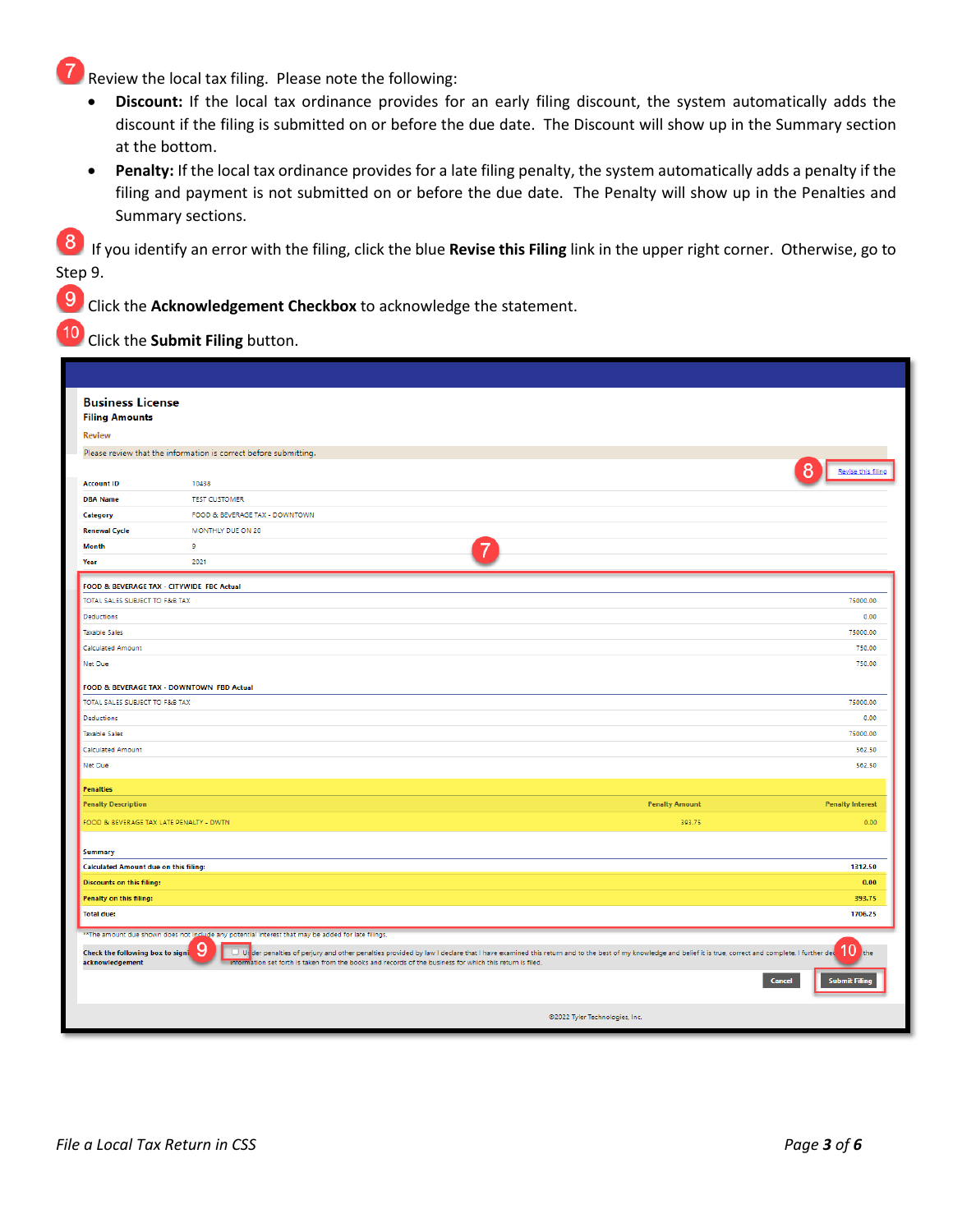7 Review the local tax filing. Please note the following:

- **Discount:** If the local tax ordinance provides for an early filing discount, the system automatically adds the discount if the filing is submitted on or before the due date. The Discount will show up in the Summary section at the bottom.
- **Penalty:** If the local tax ordinance provides for a late filing penalty, the system automatically adds a penalty if the filing and payment is not submitted on or before the due date. The Penalty will show up in the Penalties and Summary sections.

8 If you identify an error with the filing, click the blue **Revise this Filing** link in the upper right corner. Otherwise, go to Step 9.

9 Click the **Acknowledgement Checkbox** to acknowledge the statement.

10 Click the **Submit Filing** button.

**Business License**

**Filing Amounts**

**Review**

Please review that the information is correct before submitting.

8 Revise this filing

| | |
|---|---|
| **Account ID** | 10438 |
| **DBA Name** | TEST CUSTOMER |
| **Category** | FOOD & BEVERAGE TAX - DOWNTOWN |
| **Renewal Cycle** | MONTHLY DUE ON 20 |
| **Month** | 9 |
| **Year** | 2021 |

7

| **FOOD & BEVERAGE TAX - CITYWIDE FBC Actual** | |
|---|---|
| TOTAL SALES SUBJECT TO F&B TAX | 75000.00 |
| Deductions | 0.00 |
| Taxable Sales | 75000.00 |
| Calculated Amount | 750.00 |
| Net Due | 750.00 |

| **FOOD & BEVERAGE TAX - DOWNTOWN FBD Actual** | |
|---|---|
| TOTAL SALES SUBJECT TO F&B TAX | 75000.00 |
| Deductions | 0.00 |
| Taxable Sales | 75000.00 |
| Calculated Amount | 562.50 |
| Net Due | 562.50 |

**Penalties**

| Penalty Description | Penalty Amount | Penalty Interest |
|---|---|---|
| FOOD & BEVERAGE TAX LATE PENALTY - DWTN | 393.75 | 0.00 |

**Summary**

| | |
|---|---|
| **Calculated Amount due on this filing:** | 1312.50 |
| **Discounts on this filing:** | 0.00 |
| **Penalty on this filing:** | 393.75 |
| **Total due:** | 1706.25 |

**The amount due shown does not include any potential interest that may be added for late filings.

**Check the following box to sign acknowledgement** 9 ☐ Under penalties of perjury and other penalties provided by law I declare that I have examined this return and to the best of my knowledge and belief it is true, correct and complete. I further dec 10 the information set forth is taken from the books and records of the business for which this return is filed.

Cancel | Submit Filing

©2022 Tyler Technologies, Inc.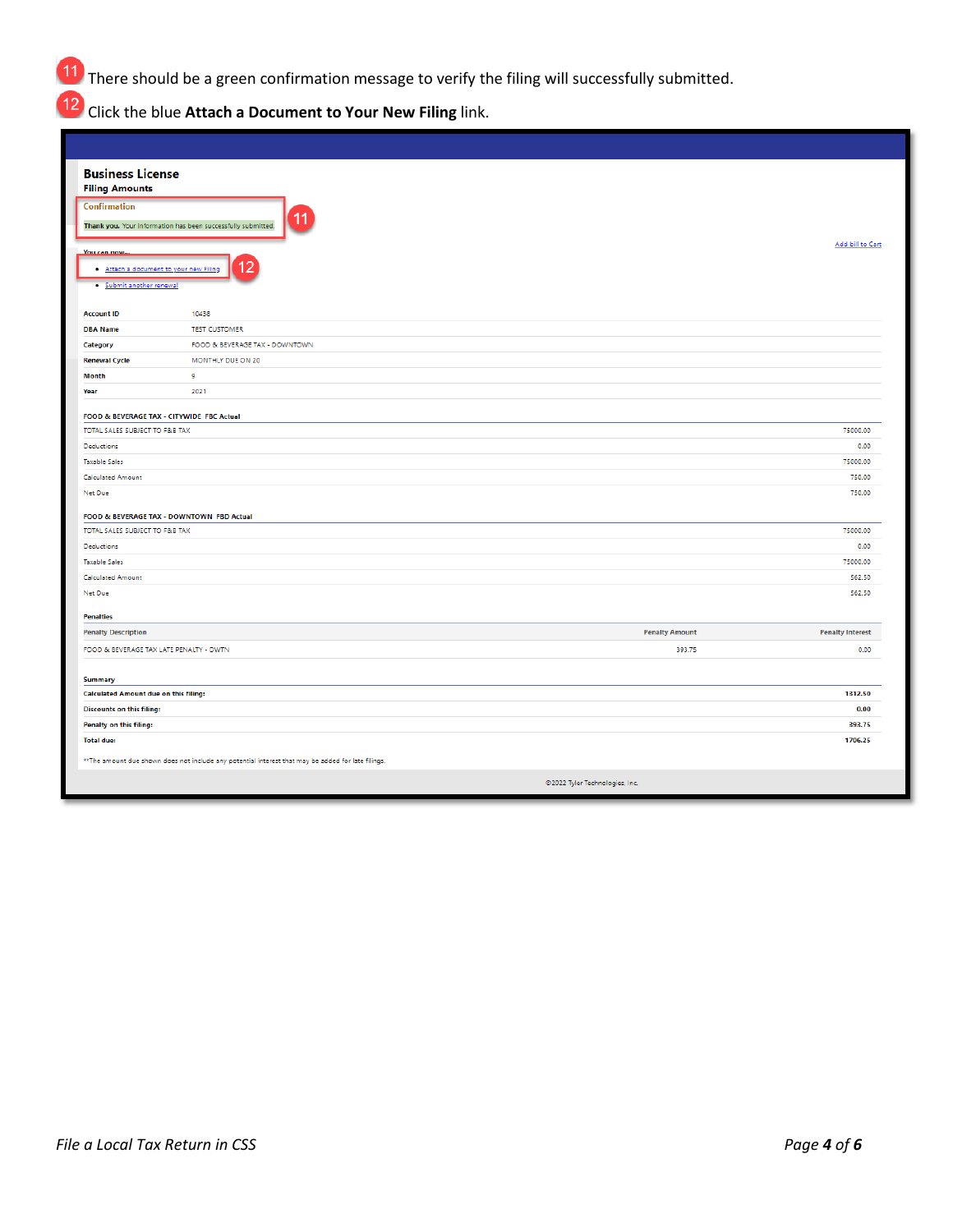11. There should be a green confirmation message to verify the filing will successfully submitted.
12. Click the blue **Attach a Document to Your New Filing** link.

**Business License**

**Filing Amounts**

Confirmation

Thank you. Your information has been successfully submitted.

You can now...

- Attach a document to your new Filing
- Submit another renewal

Add bill to Cart

| | |
|---|---|
| **Account ID** | 10438 |
| **DBA Name** | TEST CUSTOMER |
| **Category** | FOOD & BEVERAGE TAX - DOWNTOWN |
| **Renewal Cycle** | MONTHLY DUE ON 20 |
| **Month** | 9 |
| **Year** | 2021 |

**FOOD & BEVERAGE TAX - CITYWIDE FBC Actual**

| | |
|---|---|
| TOTAL SALES SUBJECT TO F&B TAX | 75000.00 |
| Deductions | 0.00 |
| Taxable Sales | 75000.00 |
| Calculated Amount | 750.00 |
| Net Due | 750.00 |

**FOOD & BEVERAGE TAX - DOWNTOWN FBD Actual**

| | |
|---|---|
| TOTAL SALES SUBJECT TO F&B TAX | 75000.00 |
| Deductions | 0.00 |
| Taxable Sales | 75000.00 |
| Calculated Amount | 562.50 |
| Net Due | 562.50 |

**Penalties**

| Penalty Description | Penalty Amount | Penalty Interest |
|---|---|---|
| FOOD & BEVERAGE TAX LATE PENALTY - DWTN | 393.75 | 0.00 |

**Summary**

| | |
|---|---|
| **Calculated Amount due on this filing:** | **1312.50** |
| **Discounts on this filing:** | **0.00** |
| **Penalty on this filing:** | **393.75** |
| **Total due:** | **1706.25** |

**The amount due shown does not include any potential interest that may be added for late filings.

©2022 Tyler Technologies, Inc.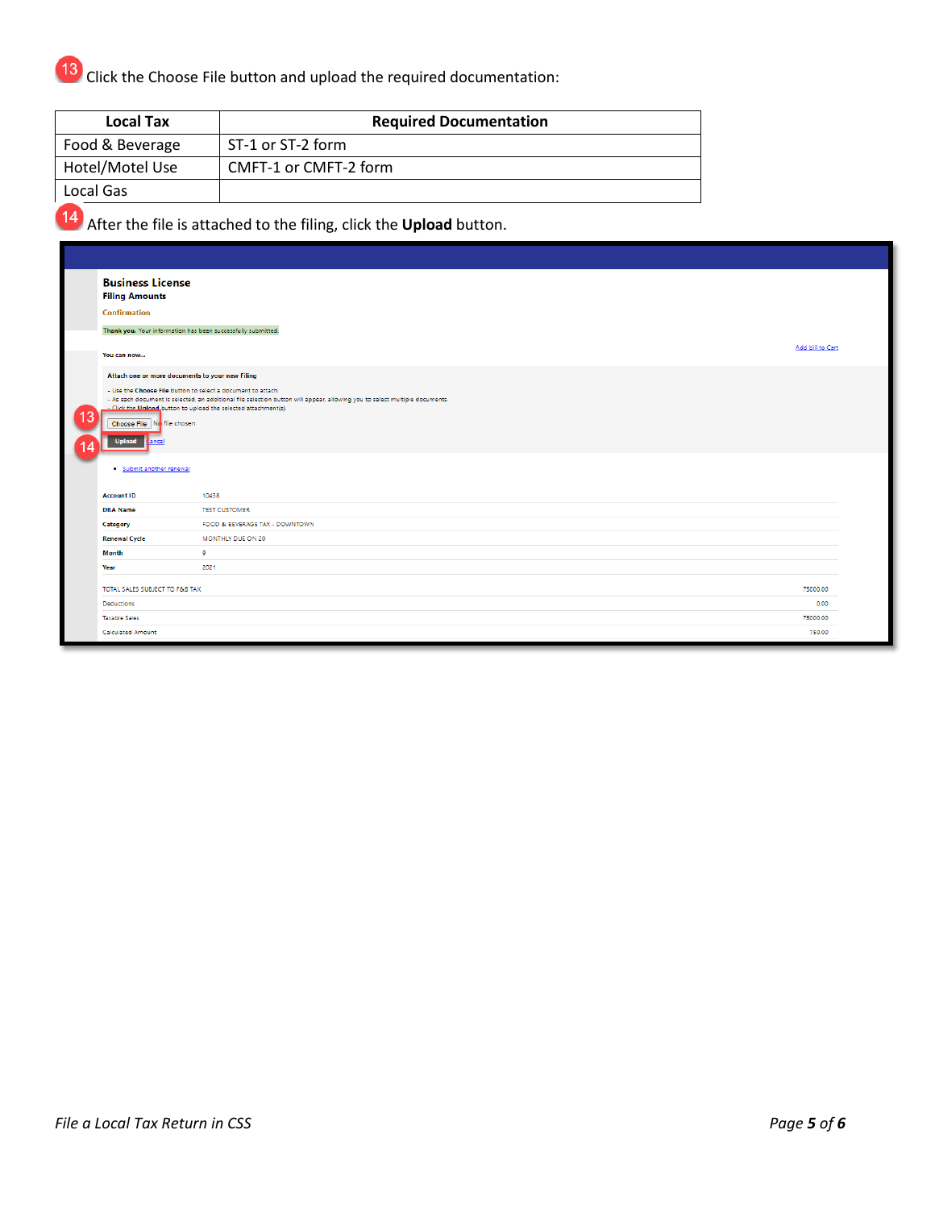13 Click the Choose File button and upload the required documentation:

| Local Tax | Required Documentation |
| --- | --- |
| Food & Beverage | ST-1 or ST-2 form |
| Hotel/Motel Use | CMFT-1 or CMFT-2 form |
| Local Gas | |

14 After the file is attached to the filing, click the **Upload** button.

**Business License**
**Filing Amounts**
Confirmation

Thank you. Your information has been successfully submitted.

Add bill to Cart

You can now...

**Attach one or more documents to your new Filing**

- Use the **Choose File** button to select a document to attach.
- As each document is selected, an additional file selection button will appear, allowing you to select multiple documents.
- Click the **Upload** button to upload the selected attachment(s).

13 Choose File No file chosen

14 Upload Cancel

- Submit another renewal

| | |
| --- | --- |
| Account ID | 10438 |
| DBA Name | TEST CUSTOMER |
| Category | FOOD & BEVERAGE TAX - DOWNTOWN |
| Renewal Cycle | MONTHLY DUE ON 20 |
| Month | 9 |
| Year | 2021 |

| | |
| --- | --- |
| TOTAL SALES SUBJECT TO F&B TAX | 75000.00 |
| Deductions | 0.00 |
| Taxable Sales | 75000.00 |
| Calculated Amount | 750.00 |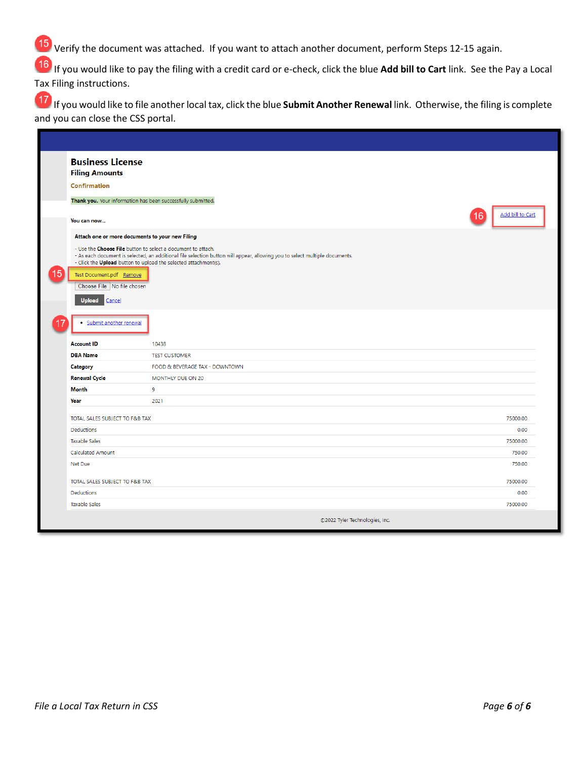15 Verify the document was attached. If you want to attach another document, perform Steps 12-15 again.

16 If you would like to pay the filing with a credit card or e-check, click the blue **Add bill to Cart** link. See the Pay a Local Tax Filing instructions.

17 If you would like to file another local tax, click the blue **Submit Another Renewal** link. Otherwise, the filing is complete and you can close the CSS portal.

**Business License**

**Filing Amounts**

**Confirmation**

**Thank you.** Your information has been successfully submitted.

16 Add bill to Cart

You can now...

**Attach one or more documents to your new Filing**

- Use the **Choose File** button to select a document to attach.
- As each document is selected, an additional file selection button will appear, allowing you to select multiple documents.
- Click the **Upload** button to upload the selected attachment(s).

15 Test Document.pdf Remove

Choose File No file chosen

Upload Cancel

17 • Submit another renewal

| | |
|---|---|
| **Account ID** | 10438 |
| **DBA Name** | TEST CUSTOMER |
| **Category** | FOOD & BEVERAGE TAX - DOWNTOWN |
| **Renewal Cycle** | MONTHLY DUE ON 20 |
| **Month** | 9 |
| **Year** | 2021 |

| | |
|---|---|
| TOTAL SALES SUBJECT TO F&B TAX | 75000.00 |
| Deductions | 0.00 |
| Taxable Sales | 75000.00 |
| Calculated Amount | 750.00 |
| Net Due | 750.00 |

| | |
|---|---|
| TOTAL SALES SUBJECT TO F&B TAX | 75000.00 |
| Deductions | 0.00 |
| Taxable Sales | 75000.00 |

©2022 Tyler Technologies, Inc.